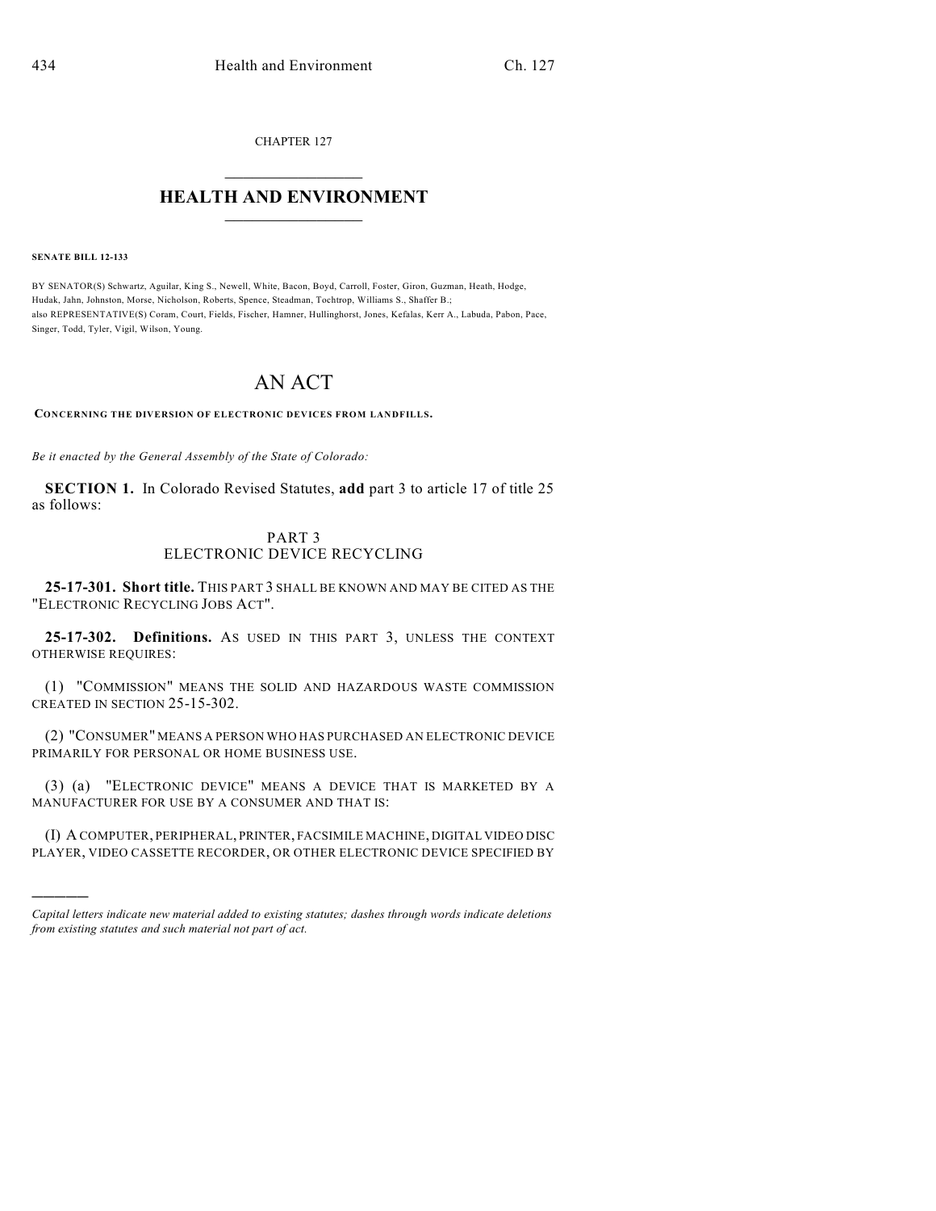CHAPTER 127

# HEALTH AND ENVIRONMENT

**SENATE BILL 12-133**

BY SENATOR(S) Schwartz, Aguilar, King S., Newell, White, Bacon, Boyd, Carroll, Foster, Giron, Guzman, Heath, Hodge, Hudak, Jahn, Johnston, Morse, Nicholson, Roberts, Spence, Steadman, Tochtrop, Williams S., Shaffer B.;
also REPRESENTATIVE(S) Coram, Court, Fields, Fischer, Hamner, Hullinghorst, Jones, Kefalas, Kerr A., Labuda, Pabon, Pace, Singer, Todd, Tyler, Vigil, Wilson, Young.

# AN ACT

**CONCERNING THE DIVERSION OF ELECTRONIC DEVICES FROM LANDFILLS.**

*Be it enacted by the General Assembly of the State of Colorado:*

**SECTION 1.** In Colorado Revised Statutes, **add** part 3 to article 17 of title 25 as follows:

## PART 3
## ELECTRONIC DEVICE RECYCLING

**25-17-301. Short title.** THIS PART 3 SHALL BE KNOWN AND MAY BE CITED AS THE "ELECTRONIC RECYCLING JOBS ACT".

**25-17-302. Definitions.** AS USED IN THIS PART 3, UNLESS THE CONTEXT OTHERWISE REQUIRES:

(1) "COMMISSION" MEANS THE SOLID AND HAZARDOUS WASTE COMMISSION CREATED IN SECTION 25-15-302.

(2) "CONSUMER" MEANS A PERSON WHO HAS PURCHASED AN ELECTRONIC DEVICE PRIMARILY FOR PERSONAL OR HOME BUSINESS USE.

(3) (a) "ELECTRONIC DEVICE" MEANS A DEVICE THAT IS MARKETED BY A MANUFACTURER FOR USE BY A CONSUMER AND THAT IS:

(I) A COMPUTER, PERIPHERAL, PRINTER, FACSIMILE MACHINE, DIGITAL VIDEO DISC PLAYER, VIDEO CASSETTE RECORDER, OR OTHER ELECTRONIC DEVICE SPECIFIED BY

---

*Capital letters indicate new material added to existing statutes; dashes through words indicate deletions from existing statutes and such material not part of act.*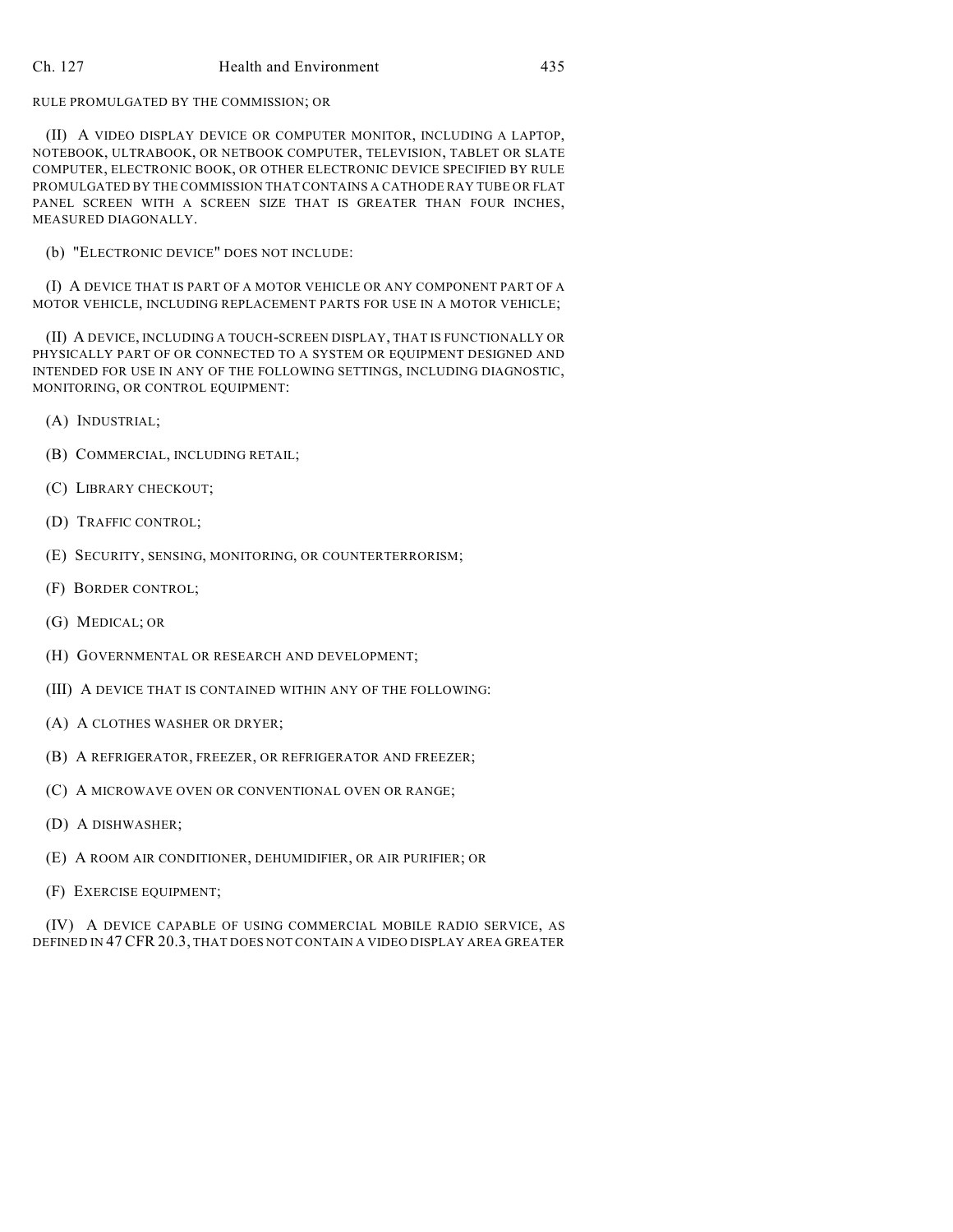RULE PROMULGATED BY THE COMMISSION; OR

(II) A VIDEO DISPLAY DEVICE OR COMPUTER MONITOR, INCLUDING A LAPTOP, NOTEBOOK, ULTRABOOK, OR NETBOOK COMPUTER, TELEVISION, TABLET OR SLATE COMPUTER, ELECTRONIC BOOK, OR OTHER ELECTRONIC DEVICE SPECIFIED BY RULE PROMULGATED BY THE COMMISSION THAT CONTAINS A CATHODE RAY TUBE OR FLAT PANEL SCREEN WITH A SCREEN SIZE THAT IS GREATER THAN FOUR INCHES, MEASURED DIAGONALLY.

(b) "ELECTRONIC DEVICE" DOES NOT INCLUDE:

(I) A DEVICE THAT IS PART OF A MOTOR VEHICLE OR ANY COMPONENT PART OF A MOTOR VEHICLE, INCLUDING REPLACEMENT PARTS FOR USE IN A MOTOR VEHICLE;

(II) A DEVICE, INCLUDING A TOUCH-SCREEN DISPLAY, THAT IS FUNCTIONALLY OR PHYSICALLY PART OF OR CONNECTED TO A SYSTEM OR EQUIPMENT DESIGNED AND INTENDED FOR USE IN ANY OF THE FOLLOWING SETTINGS, INCLUDING DIAGNOSTIC, MONITORING, OR CONTROL EQUIPMENT:

(A) INDUSTRIAL;

(B) COMMERCIAL, INCLUDING RETAIL;

(C) LIBRARY CHECKOUT;

(D) TRAFFIC CONTROL;

(E) SECURITY, SENSING, MONITORING, OR COUNTERTERRORISM;

(F) BORDER CONTROL;

(G) MEDICAL; OR

(H) GOVERNMENTAL OR RESEARCH AND DEVELOPMENT;

(III) A DEVICE THAT IS CONTAINED WITHIN ANY OF THE FOLLOWING:

(A) A CLOTHES WASHER OR DRYER;

(B) A REFRIGERATOR, FREEZER, OR REFRIGERATOR AND FREEZER;

(C) A MICROWAVE OVEN OR CONVENTIONAL OVEN OR RANGE;

(D) A DISHWASHER;

(E) A ROOM AIR CONDITIONER, DEHUMIDIFIER, OR AIR PURIFIER; OR

(F) EXERCISE EQUIPMENT;

(IV) A DEVICE CAPABLE OF USING COMMERCIAL MOBILE RADIO SERVICE, AS DEFINED IN 47 CFR 20.3, THAT DOES NOT CONTAIN A VIDEO DISPLAY AREA GREATER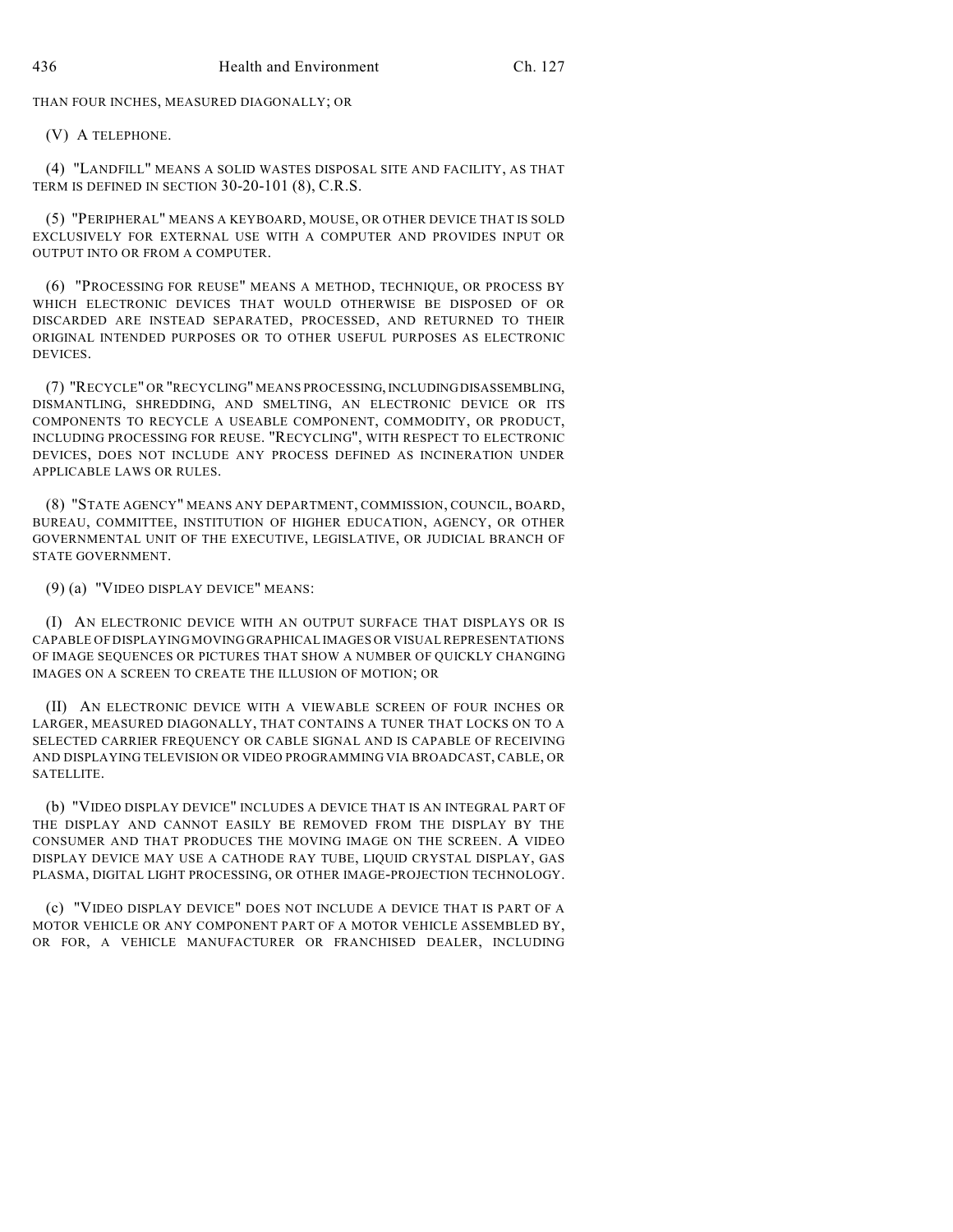THAN FOUR INCHES, MEASURED DIAGONALLY; OR

(V) A TELEPHONE.

(4) "LANDFILL" MEANS A SOLID WASTES DISPOSAL SITE AND FACILITY, AS THAT TERM IS DEFINED IN SECTION 30-20-101 (8), C.R.S.

(5) "PERIPHERAL" MEANS A KEYBOARD, MOUSE, OR OTHER DEVICE THAT IS SOLD EXCLUSIVELY FOR EXTERNAL USE WITH A COMPUTER AND PROVIDES INPUT OR OUTPUT INTO OR FROM A COMPUTER.

(6) "PROCESSING FOR REUSE" MEANS A METHOD, TECHNIQUE, OR PROCESS BY WHICH ELECTRONIC DEVICES THAT WOULD OTHERWISE BE DISPOSED OF OR DISCARDED ARE INSTEAD SEPARATED, PROCESSED, AND RETURNED TO THEIR ORIGINAL INTENDED PURPOSES OR TO OTHER USEFUL PURPOSES AS ELECTRONIC DEVICES.

(7) "RECYCLE" OR "RECYCLING" MEANS PROCESSING, INCLUDING DISASSEMBLING, DISMANTLING, SHREDDING, AND SMELTING, AN ELECTRONIC DEVICE OR ITS COMPONENTS TO RECYCLE A USEABLE COMPONENT, COMMODITY, OR PRODUCT, INCLUDING PROCESSING FOR REUSE. "RECYCLING", WITH RESPECT TO ELECTRONIC DEVICES, DOES NOT INCLUDE ANY PROCESS DEFINED AS INCINERATION UNDER APPLICABLE LAWS OR RULES.

(8) "STATE AGENCY" MEANS ANY DEPARTMENT, COMMISSION, COUNCIL, BOARD, BUREAU, COMMITTEE, INSTITUTION OF HIGHER EDUCATION, AGENCY, OR OTHER GOVERNMENTAL UNIT OF THE EXECUTIVE, LEGISLATIVE, OR JUDICIAL BRANCH OF STATE GOVERNMENT.

(9) (a) "VIDEO DISPLAY DEVICE" MEANS:

(I) AN ELECTRONIC DEVICE WITH AN OUTPUT SURFACE THAT DISPLAYS OR IS CAPABLE OF DISPLAYING MOVING GRAPHICAL IMAGES OR VISUAL REPRESENTATIONS OF IMAGE SEQUENCES OR PICTURES THAT SHOW A NUMBER OF QUICKLY CHANGING IMAGES ON A SCREEN TO CREATE THE ILLUSION OF MOTION; OR

(II) AN ELECTRONIC DEVICE WITH A VIEWABLE SCREEN OF FOUR INCHES OR LARGER, MEASURED DIAGONALLY, THAT CONTAINS A TUNER THAT LOCKS ON TO A SELECTED CARRIER FREQUENCY OR CABLE SIGNAL AND IS CAPABLE OF RECEIVING AND DISPLAYING TELEVISION OR VIDEO PROGRAMMING VIA BROADCAST, CABLE, OR SATELLITE.

(b) "VIDEO DISPLAY DEVICE" INCLUDES A DEVICE THAT IS AN INTEGRAL PART OF THE DISPLAY AND CANNOT EASILY BE REMOVED FROM THE DISPLAY BY THE CONSUMER AND THAT PRODUCES THE MOVING IMAGE ON THE SCREEN. A VIDEO DISPLAY DEVICE MAY USE A CATHODE RAY TUBE, LIQUID CRYSTAL DISPLAY, GAS PLASMA, DIGITAL LIGHT PROCESSING, OR OTHER IMAGE-PROJECTION TECHNOLOGY.

(c) "VIDEO DISPLAY DEVICE" DOES NOT INCLUDE A DEVICE THAT IS PART OF A MOTOR VEHICLE OR ANY COMPONENT PART OF A MOTOR VEHICLE ASSEMBLED BY, OR FOR, A VEHICLE MANUFACTURER OR FRANCHISED DEALER, INCLUDING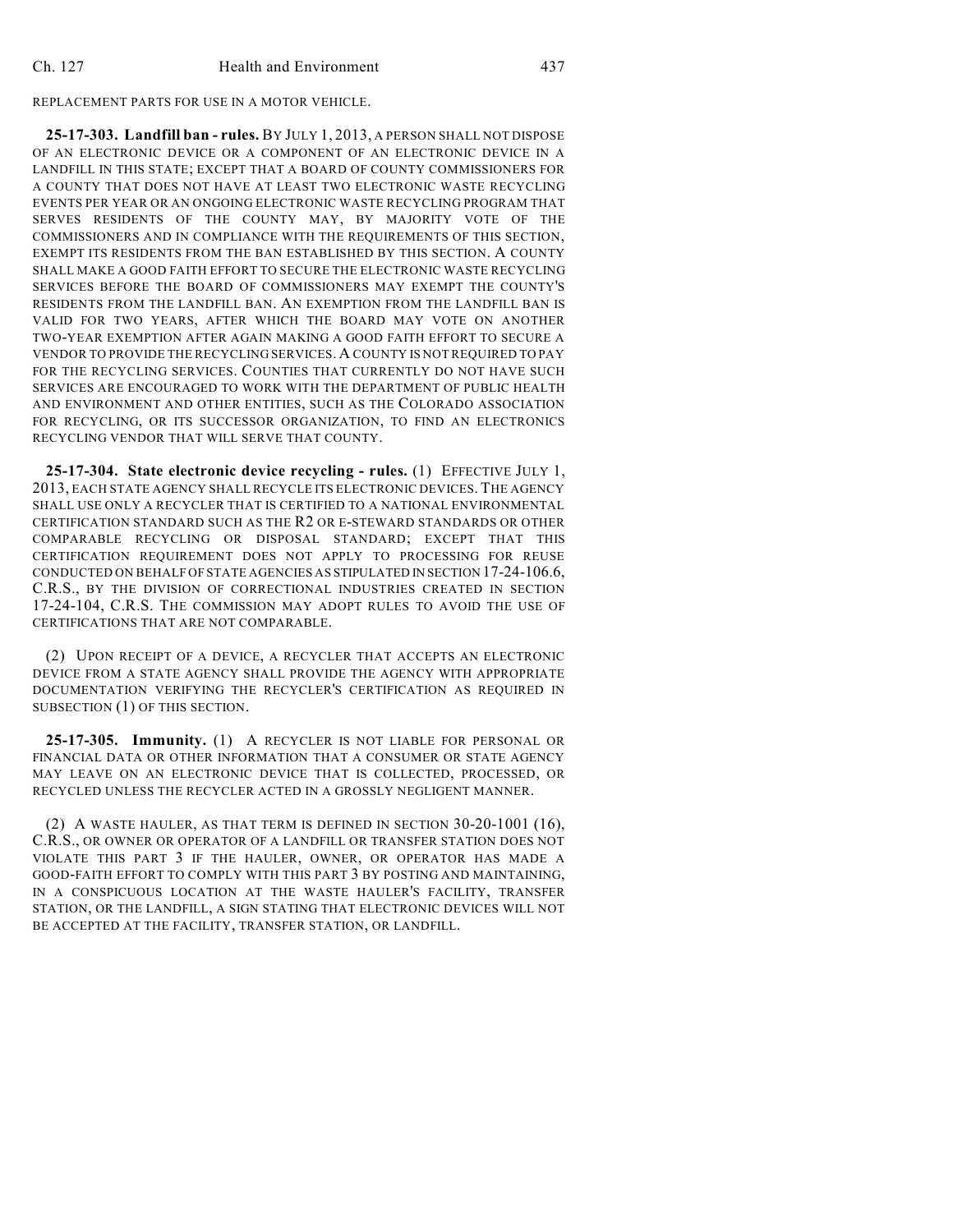REPLACEMENT PARTS FOR USE IN A MOTOR VEHICLE.

**25-17-303. Landfill ban - rules.** BY JULY 1, 2013, A PERSON SHALL NOT DISPOSE OF AN ELECTRONIC DEVICE OR A COMPONENT OF AN ELECTRONIC DEVICE IN A LANDFILL IN THIS STATE; EXCEPT THAT A BOARD OF COUNTY COMMISSIONERS FOR A COUNTY THAT DOES NOT HAVE AT LEAST TWO ELECTRONIC WASTE RECYCLING EVENTS PER YEAR OR AN ONGOING ELECTRONIC WASTE RECYCLING PROGRAM THAT SERVES RESIDENTS OF THE COUNTY MAY, BY MAJORITY VOTE OF THE COMMISSIONERS AND IN COMPLIANCE WITH THE REQUIREMENTS OF THIS SECTION, EXEMPT ITS RESIDENTS FROM THE BAN ESTABLISHED BY THIS SECTION. A COUNTY SHALL MAKE A GOOD FAITH EFFORT TO SECURE THE ELECTRONIC WASTE RECYCLING SERVICES BEFORE THE BOARD OF COMMISSIONERS MAY EXEMPT THE COUNTY'S RESIDENTS FROM THE LANDFILL BAN. AN EXEMPTION FROM THE LANDFILL BAN IS VALID FOR TWO YEARS, AFTER WHICH THE BOARD MAY VOTE ON ANOTHER TWO-YEAR EXEMPTION AFTER AGAIN MAKING A GOOD FAITH EFFORT TO SECURE A VENDOR TO PROVIDE THE RECYCLING SERVICES. A COUNTY IS NOT REQUIRED TO PAY FOR THE RECYCLING SERVICES. COUNTIES THAT CURRENTLY DO NOT HAVE SUCH SERVICES ARE ENCOURAGED TO WORK WITH THE DEPARTMENT OF PUBLIC HEALTH AND ENVIRONMENT AND OTHER ENTITIES, SUCH AS THE COLORADO ASSOCIATION FOR RECYCLING, OR ITS SUCCESSOR ORGANIZATION, TO FIND AN ELECTRONICS RECYCLING VENDOR THAT WILL SERVE THAT COUNTY.

**25-17-304. State electronic device recycling - rules.** (1) EFFECTIVE JULY 1, 2013, EACH STATE AGENCY SHALL RECYCLE ITS ELECTRONIC DEVICES. THE AGENCY SHALL USE ONLY A RECYCLER THAT IS CERTIFIED TO A NATIONAL ENVIRONMENTAL CERTIFICATION STANDARD SUCH AS THE R2 OR E-STEWARD STANDARDS OR OTHER COMPARABLE RECYCLING OR DISPOSAL STANDARD; EXCEPT THAT THIS CERTIFICATION REQUIREMENT DOES NOT APPLY TO PROCESSING FOR REUSE CONDUCTED ON BEHALF OF STATE AGENCIES AS STIPULATED IN SECTION 17-24-106.6, C.R.S., BY THE DIVISION OF CORRECTIONAL INDUSTRIES CREATED IN SECTION 17-24-104, C.R.S. THE COMMISSION MAY ADOPT RULES TO AVOID THE USE OF CERTIFICATIONS THAT ARE NOT COMPARABLE.

(2) UPON RECEIPT OF A DEVICE, A RECYCLER THAT ACCEPTS AN ELECTRONIC DEVICE FROM A STATE AGENCY SHALL PROVIDE THE AGENCY WITH APPROPRIATE DOCUMENTATION VERIFYING THE RECYCLER'S CERTIFICATION AS REQUIRED IN SUBSECTION (1) OF THIS SECTION.

**25-17-305. Immunity.** (1) A RECYCLER IS NOT LIABLE FOR PERSONAL OR FINANCIAL DATA OR OTHER INFORMATION THAT A CONSUMER OR STATE AGENCY MAY LEAVE ON AN ELECTRONIC DEVICE THAT IS COLLECTED, PROCESSED, OR RECYCLED UNLESS THE RECYCLER ACTED IN A GROSSLY NEGLIGENT MANNER.

(2) A WASTE HAULER, AS THAT TERM IS DEFINED IN SECTION 30-20-1001 (16), C.R.S., OR OWNER OR OPERATOR OF A LANDFILL OR TRANSFER STATION DOES NOT VIOLATE THIS PART 3 IF THE HAULER, OWNER, OR OPERATOR HAS MADE A GOOD-FAITH EFFORT TO COMPLY WITH THIS PART 3 BY POSTING AND MAINTAINING, IN A CONSPICUOUS LOCATION AT THE WASTE HAULER'S FACILITY, TRANSFER STATION, OR THE LANDFILL, A SIGN STATING THAT ELECTRONIC DEVICES WILL NOT BE ACCEPTED AT THE FACILITY, TRANSFER STATION, OR LANDFILL.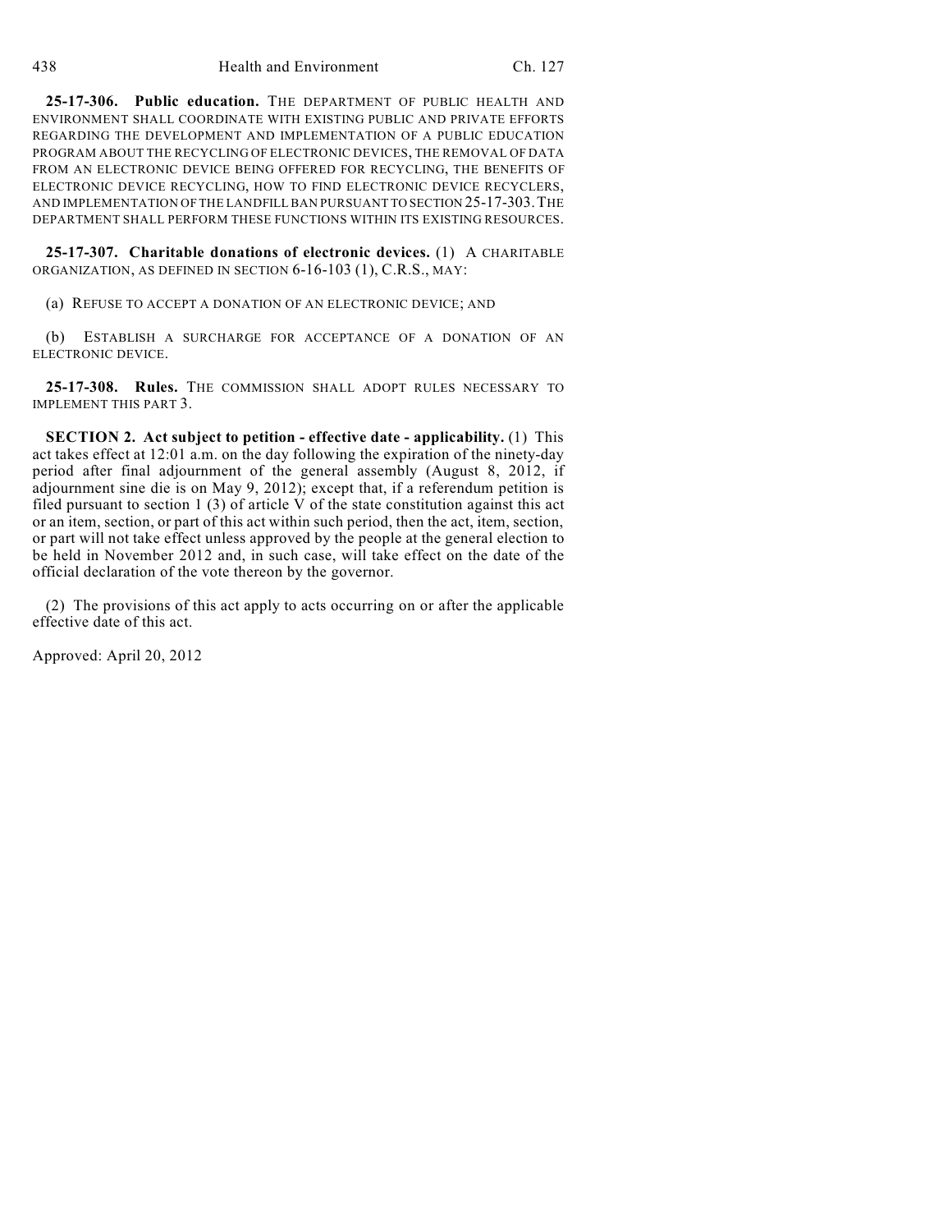**25-17-306. Public education.** THE DEPARTMENT OF PUBLIC HEALTH AND ENVIRONMENT SHALL COORDINATE WITH EXISTING PUBLIC AND PRIVATE EFFORTS REGARDING THE DEVELOPMENT AND IMPLEMENTATION OF A PUBLIC EDUCATION PROGRAM ABOUT THE RECYCLING OF ELECTRONIC DEVICES, THE REMOVAL OF DATA FROM AN ELECTRONIC DEVICE BEING OFFERED FOR RECYCLING, THE BENEFITS OF ELECTRONIC DEVICE RECYCLING, HOW TO FIND ELECTRONIC DEVICE RECYCLERS, AND IMPLEMENTATION OF THE LANDFILL BAN PURSUANT TO SECTION 25-17-303. THE DEPARTMENT SHALL PERFORM THESE FUNCTIONS WITHIN ITS EXISTING RESOURCES.

**25-17-307. Charitable donations of electronic devices.** (1) A CHARITABLE ORGANIZATION, AS DEFINED IN SECTION 6-16-103 (1), C.R.S., MAY:

(a) REFUSE TO ACCEPT A DONATION OF AN ELECTRONIC DEVICE; AND

(b) ESTABLISH A SURCHARGE FOR ACCEPTANCE OF A DONATION OF AN ELECTRONIC DEVICE.

**25-17-308. Rules.** THE COMMISSION SHALL ADOPT RULES NECESSARY TO IMPLEMENT THIS PART 3.

**SECTION 2. Act subject to petition - effective date - applicability.** (1) This act takes effect at 12:01 a.m. on the day following the expiration of the ninety-day period after final adjournment of the general assembly (August 8, 2012, if adjournment sine die is on May 9, 2012); except that, if a referendum petition is filed pursuant to section 1 (3) of article V of the state constitution against this act or an item, section, or part of this act within such period, then the act, item, section, or part will not take effect unless approved by the people at the general election to be held in November 2012 and, in such case, will take effect on the date of the official declaration of the vote thereon by the governor.

(2) The provisions of this act apply to acts occurring on or after the applicable effective date of this act.

Approved: April 20, 2012